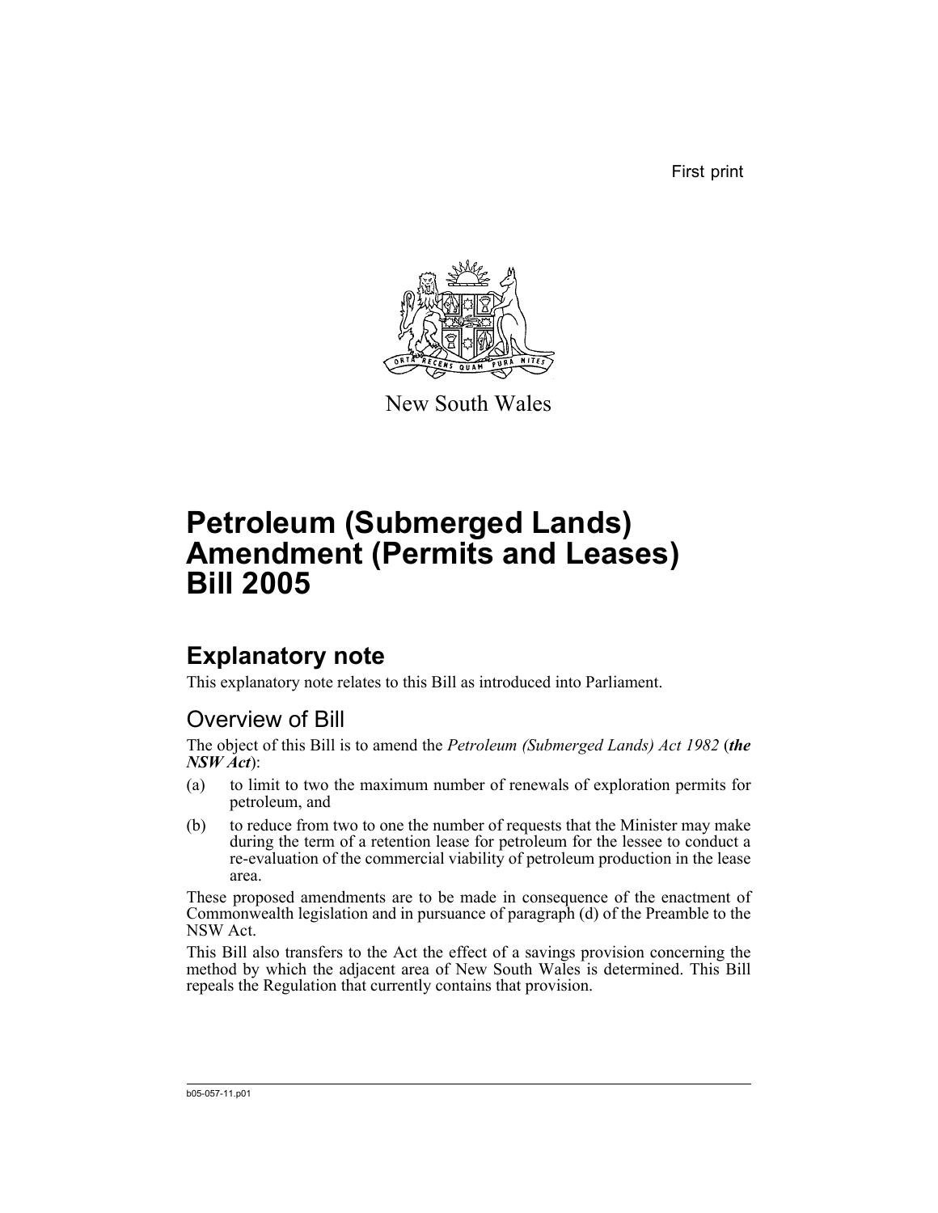First print

New South Wales

# Petroleum (Submerged Lands) Amendment (Permits and Leases) Bill 2005

## Explanatory note

This explanatory note relates to this Bill as introduced into Parliament.

### Overview of Bill

The object of this Bill is to amend the *Petroleum (Submerged Lands) Act 1982* (***the NSW Act***):

(a) to limit to two the maximum number of renewals of exploration permits for petroleum, and

(b) to reduce from two to one the number of requests that the Minister may make during the term of a retention lease for petroleum for the lessee to conduct a re-evaluation of the commercial viability of petroleum production in the lease area.

These proposed amendments are to be made in consequence of the enactment of Commonwealth legislation and in pursuance of paragraph (d) of the Preamble to the NSW Act.

This Bill also transfers to the Act the effect of a savings provision concerning the method by which the adjacent area of New South Wales is determined. This Bill repeals the Regulation that currently contains that provision.

b05-057-11.p01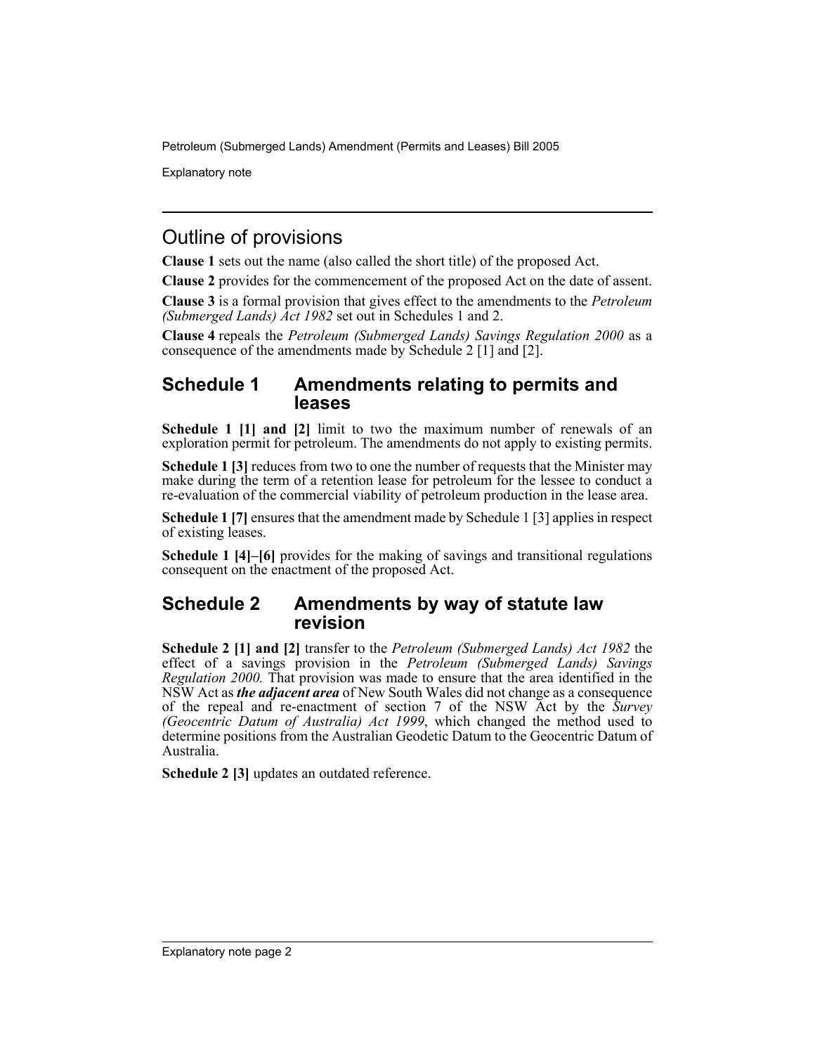## Outline of provisions

**Clause 1** sets out the name (also called the short title) of the proposed Act.

**Clause 2** provides for the commencement of the proposed Act on the date of assent.

**Clause 3** is a formal provision that gives effect to the amendments to the *Petroleum (Submerged Lands) Act 1982* set out in Schedules 1 and 2.

**Clause 4** repeals the *Petroleum (Submerged Lands) Savings Regulation 2000* as a consequence of the amendments made by Schedule 2 [1] and [2].

### Schedule 1 Amendments relating to permits and leases

**Schedule 1 [1] and [2]** limit to two the maximum number of renewals of an exploration permit for petroleum. The amendments do not apply to existing permits.

**Schedule 1 [3]** reduces from two to one the number of requests that the Minister may make during the term of a retention lease for petroleum for the lessee to conduct a re-evaluation of the commercial viability of petroleum production in the lease area.

**Schedule 1 [7]** ensures that the amendment made by Schedule 1 [3] applies in respect of existing leases.

**Schedule 1 [4]–[6]** provides for the making of savings and transitional regulations consequent on the enactment of the proposed Act.

### Schedule 2 Amendments by way of statute law revision

**Schedule 2 [1] and [2]** transfer to the *Petroleum (Submerged Lands) Act 1982* the effect of a savings provision in the *Petroleum (Submerged Lands) Savings Regulation 2000.* That provision was made to ensure that the area identified in the NSW Act as ***the adjacent area*** of New South Wales did not change as a consequence of the repeal and re-enactment of section 7 of the NSW Act by the *Survey (Geocentric Datum of Australia) Act 1999*, which changed the method used to determine positions from the Australian Geodetic Datum to the Geocentric Datum of Australia.

**Schedule 2 [3]** updates an outdated reference.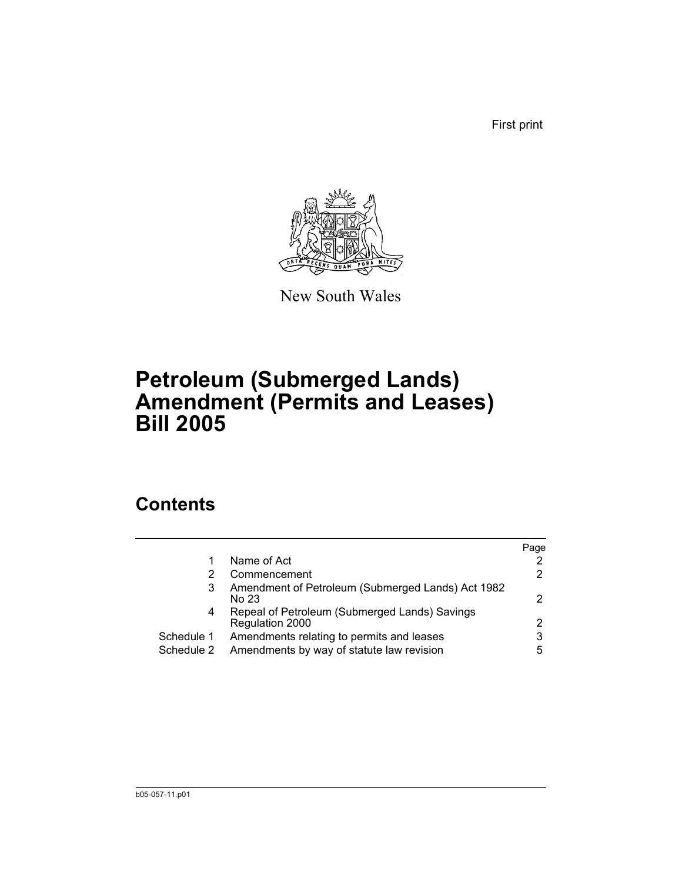First print

New South Wales

# Petroleum (Submerged Lands) Amendment (Permits and Leases) Bill 2005

## Contents

| | | Page |
|---|---|---|
| 1 | Name of Act | 2 |
| 2 | Commencement | 2 |
| 3 | Amendment of Petroleum (Submerged Lands) Act 1982 No 23 | 2 |
| 4 | Repeal of Petroleum (Submerged Lands) Savings Regulation 2000 | 2 |
| Schedule 1 | Amendments relating to permits and leases | 3 |
| Schedule 2 | Amendments by way of statute law revision | 5 |

b05-057-11.p01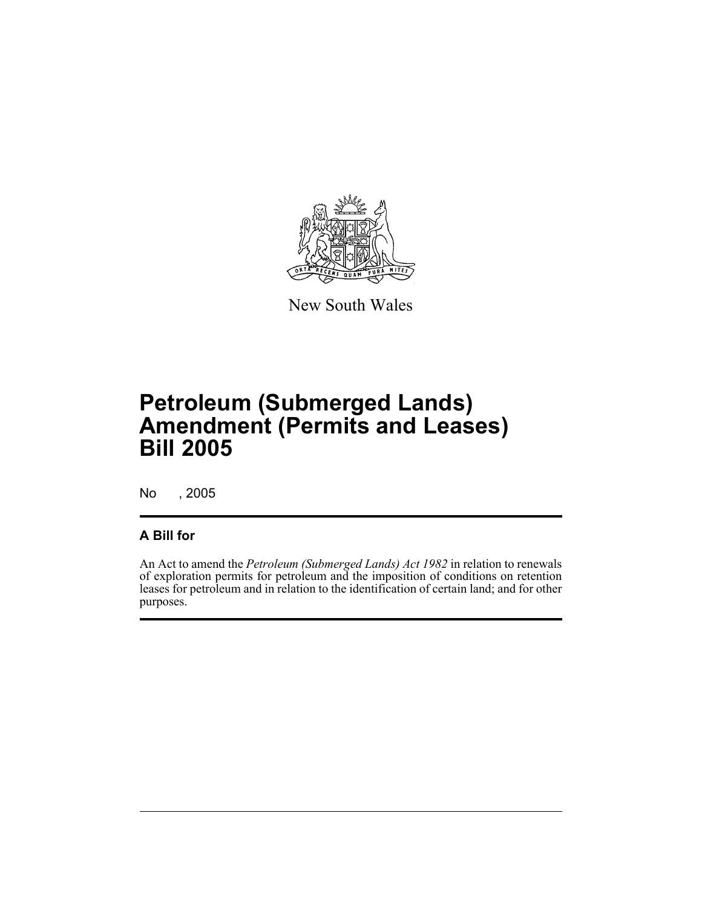New South Wales

# Petroleum (Submerged Lands) Amendment (Permits and Leases) Bill 2005

No , 2005

## A Bill for

An Act to amend the *Petroleum (Submerged Lands) Act 1982* in relation to renewals of exploration permits for petroleum and the imposition of conditions on retention leases for petroleum and in relation to the identification of certain land; and for other purposes.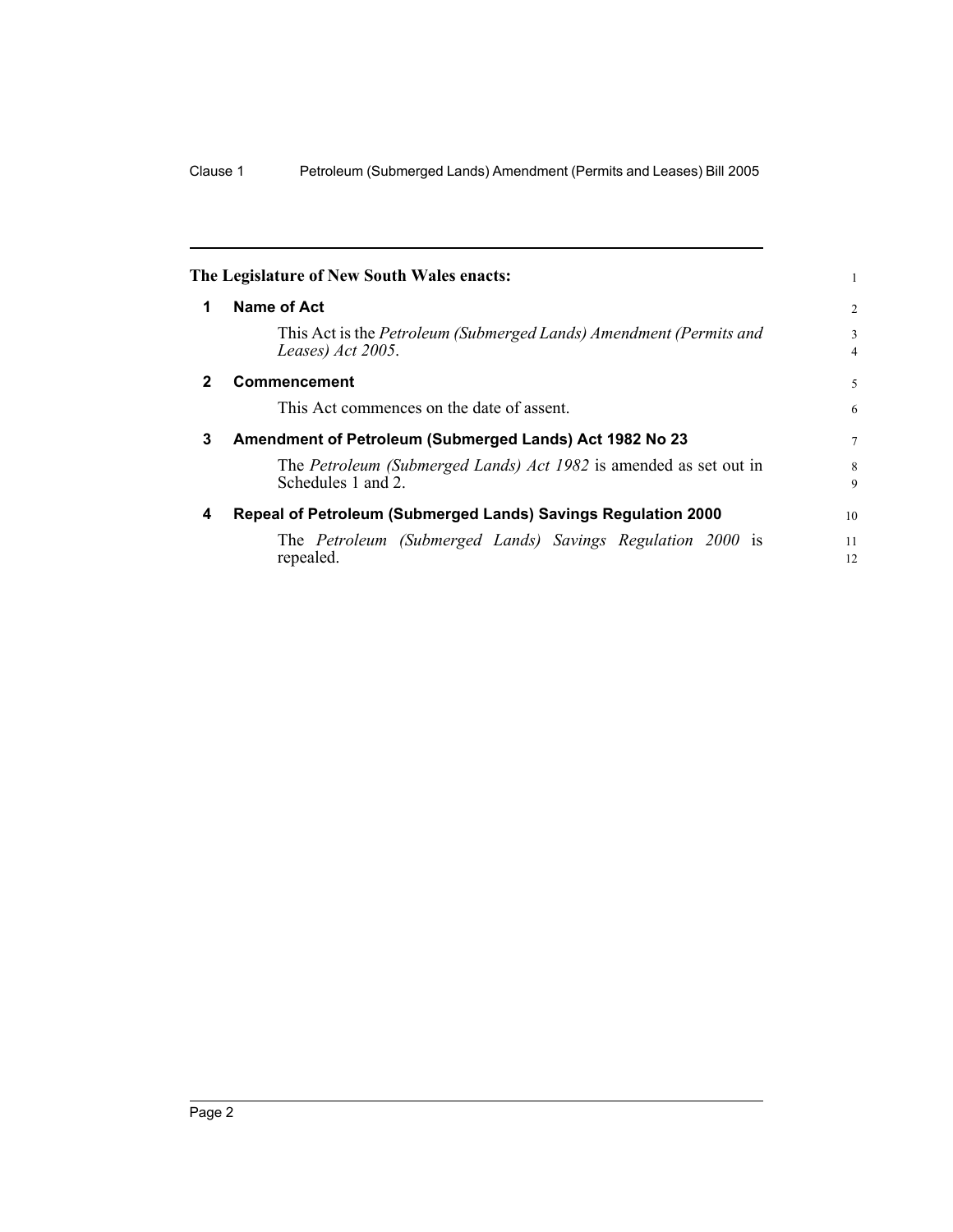**The Legislature of New South Wales enacts:**

## 1 Name of Act

This Act is the *Petroleum (Submerged Lands) Amendment (Permits and Leases) Act 2005*.

## 2 Commencement

This Act commences on the date of assent.

## 3 Amendment of Petroleum (Submerged Lands) Act 1982 No 23

The *Petroleum (Submerged Lands) Act 1982* is amended as set out in Schedules 1 and 2.

## 4 Repeal of Petroleum (Submerged Lands) Savings Regulation 2000

The *Petroleum (Submerged Lands) Savings Regulation 2000* is repealed.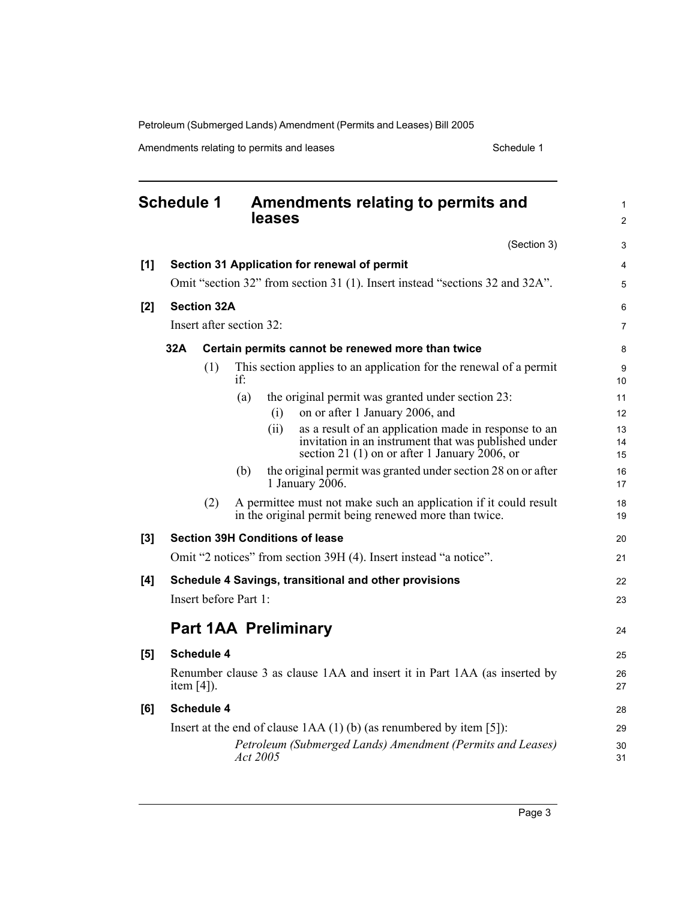# Schedule 1 Amendments relating to permits and leases

(Section 3)

**[1] Section 31 Application for renewal of permit**

Omit "section 32" from section 31 (1). Insert instead "sections 32 and 32A".

**[2] Section 32A**

Insert after section 32:

**32A Certain permits cannot be renewed more than twice**

(1) This section applies to an application for the renewal of a permit if:

(a) the original permit was granted under section 23:

(i) on or after 1 January 2006, and

(ii) as a result of an application made in response to an invitation in an instrument that was published under section 21 (1) on or after 1 January 2006, or

(b) the original permit was granted under section 28 on or after 1 January 2006.

(2) A permittee must not make such an application if it could result in the original permit being renewed more than twice.

**[3] Section 39H Conditions of lease**

Omit "2 notices" from section 39H (4). Insert instead "a notice".

**[4] Schedule 4 Savings, transitional and other provisions**

Insert before Part 1:

## Part 1AA Preliminary

**[5] Schedule 4**

Renumber clause 3 as clause 1AA and insert it in Part 1AA (as inserted by item [4]).

**[6] Schedule 4**

Insert at the end of clause 1AA (1) (b) (as renumbered by item [5]):

*Petroleum (Submerged Lands) Amendment (Permits and Leases) Act 2005*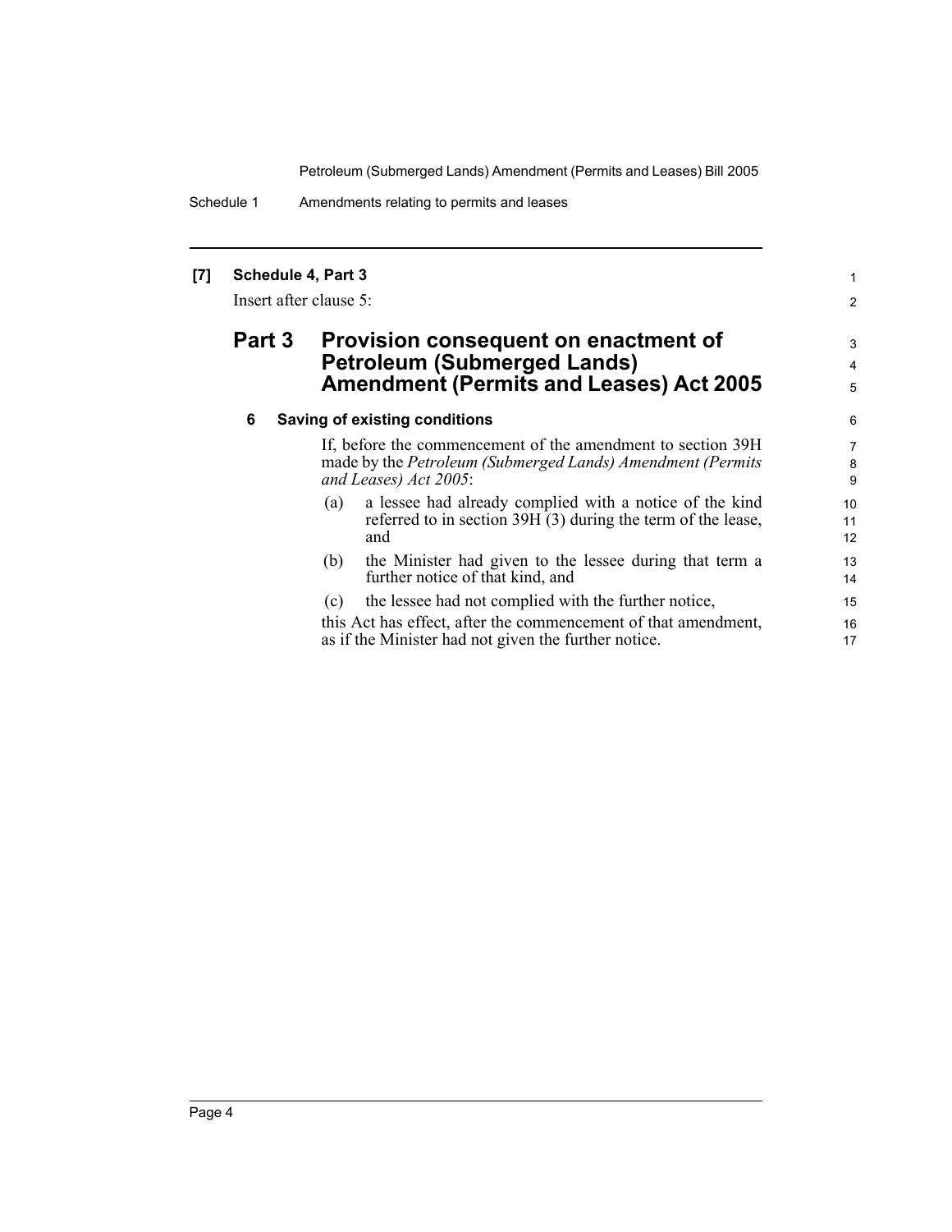**[7] Schedule 4, Part 3**

Insert after clause 5:

## Part 3 Provision consequent on enactment of Petroleum (Submerged Lands) Amendment (Permits and Leases) Act 2005

### 6 Saving of existing conditions

If, before the commencement of the amendment to section 39H made by the *Petroleum (Submerged Lands) Amendment (Permits and Leases) Act 2005*:

(a) a lessee had already complied with a notice of the kind referred to in section 39H (3) during the term of the lease, and

(b) the Minister had given to the lessee during that term a further notice of that kind, and

(c) the lessee had not complied with the further notice,

this Act has effect, after the commencement of that amendment, as if the Minister had not given the further notice.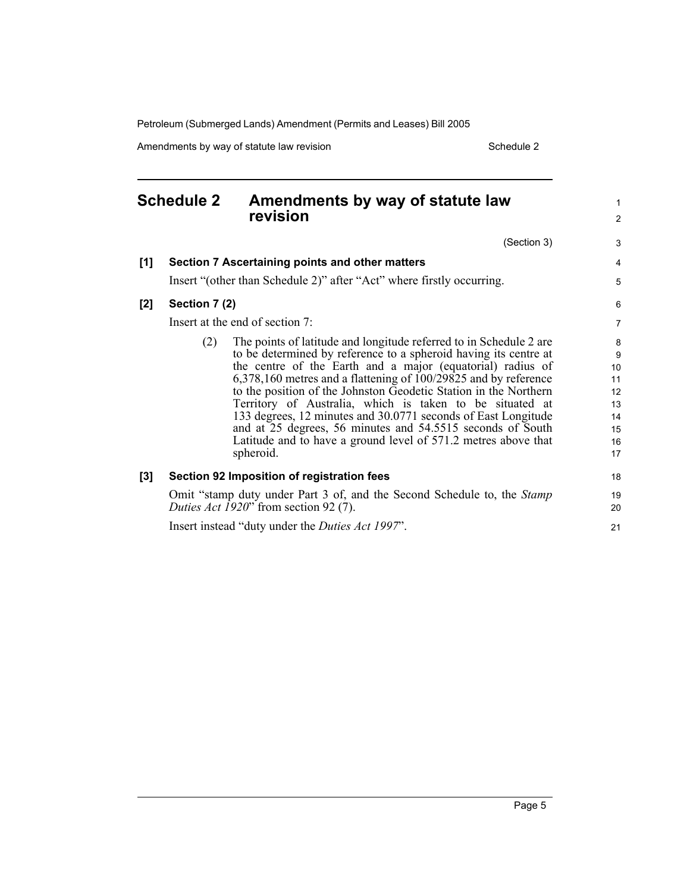# Schedule 2 Amendments by way of statute law revision

(Section 3)

**[1] Section 7 Ascertaining points and other matters**

Insert "(other than Schedule 2)" after "Act" where firstly occurring.

**[2] Section 7 (2)**

Insert at the end of section 7:

(2) The points of latitude and longitude referred to in Schedule 2 are to be determined by reference to a spheroid having its centre at the centre of the Earth and a major (equatorial) radius of 6,378,160 metres and a flattening of 100/29825 and by reference to the position of the Johnston Geodetic Station in the Northern Territory of Australia, which is taken to be situated at 133 degrees, 12 minutes and 30.0771 seconds of East Longitude and at 25 degrees, 56 minutes and 54.5515 seconds of South Latitude and to have a ground level of 571.2 metres above that spheroid.

**[3] Section 92 Imposition of registration fees**

Omit "stamp duty under Part 3 of, and the Second Schedule to, the *Stamp Duties Act 1920*" from section 92 (7).

Insert instead "duty under the *Duties Act 1997*".